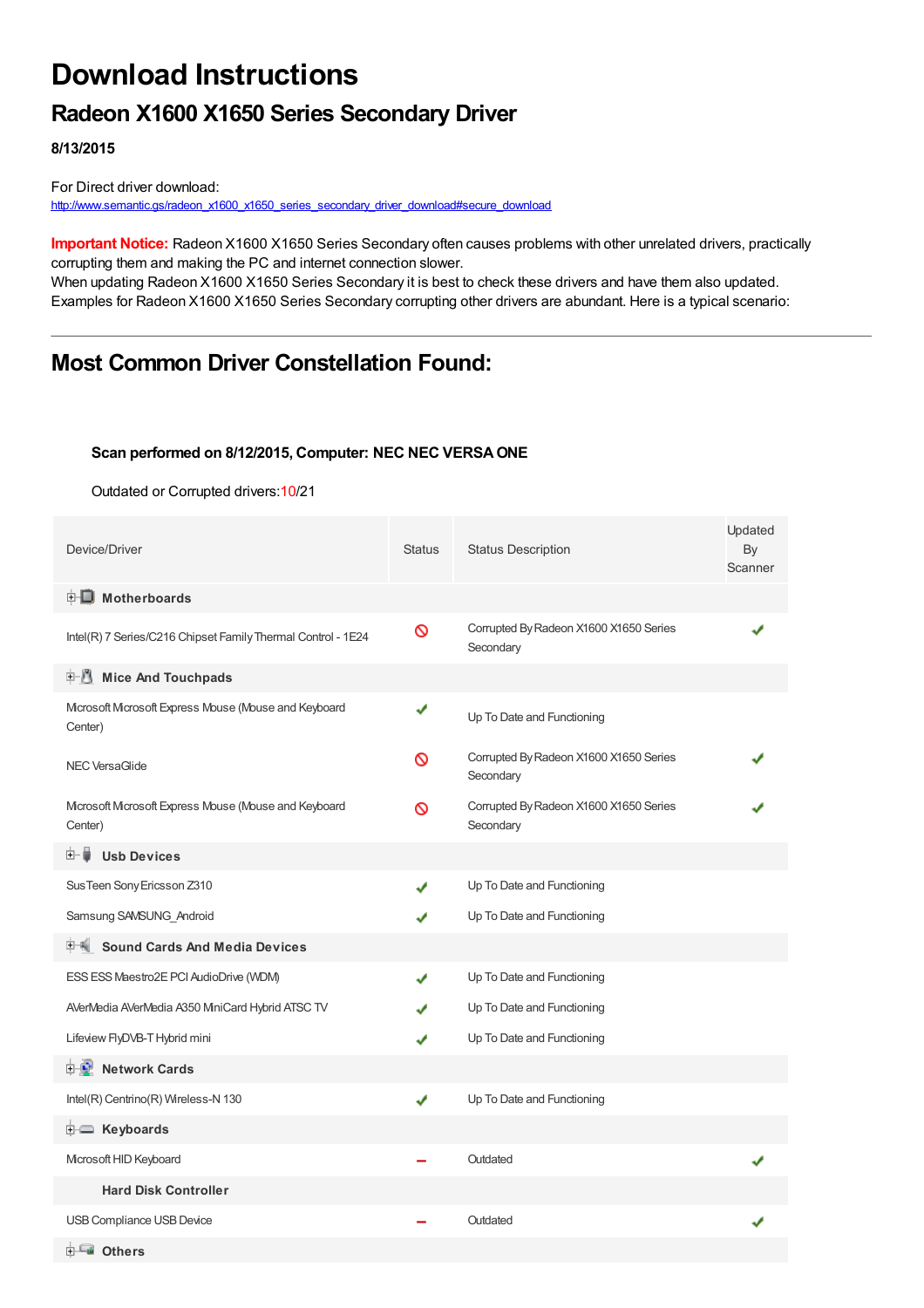# Download Instructions

## Radeon X1600 X1650 Series Secondary Driver

**8/13/2015**

For Direct driver download:
http://www.semantic.gs/radeon_x1600_x1650_series_secondary_driver_download#secure_download

**Important Notice:** Radeon X1600 X1650 Series Secondary often causes problems with other unrelated drivers, practically corrupting them and making the PC and internet connection slower.
When updating Radeon X1600 X1650 Series Secondary it is best to check these drivers and have them also updated.
Examples for Radeon X1600 X1650 Series Secondary corrupting other drivers are abundant. Here is a typical scenario:

---

## Most Common Driver Constellation Found:

**Scan performed on 8/12/2015, Computer: NEC NEC VERSA ONE**

Outdated or Corrupted drivers:10/21

| Device/Driver | Status | Status Description | Updated By Scanner |
|---|---|---|---|
| **Motherboards** | | | |
| Intel(R) 7 Series/C216 Chipset Family Thermal Control - 1E24 | ⊘ | Corrupted By Radeon X1600 X1650 Series Secondary | ✔ |
| **Mice And Touchpads** | | | |
| Microsoft Microsoft Express Mouse (Mouse and Keyboard Center) | ✔ | Up To Date and Functioning | |
| NEC VersaGlide | ⊘ | Corrupted By Radeon X1600 X1650 Series Secondary | ✔ |
| Microsoft Microsoft Express Mouse (Mouse and Keyboard Center) | ⊘ | Corrupted By Radeon X1600 X1650 Series Secondary | ✔ |
| **Usb Devices** | | | |
| SusTeen Sony Ericsson Z310 | ✔ | Up To Date and Functioning | |
| Samsung SAMSUNG_Android | ✔ | Up To Date and Functioning | |
| **Sound Cards And Media Devices** | | | |
| ESS ESS Maestro2E PCI AudioDrive (WDM) | ✔ | Up To Date and Functioning | |
| AVerMedia AVerMedia A350 MiniCard Hybrid ATSC TV | ✔ | Up To Date and Functioning | |
| Lifeview FlyDVB-T Hybrid mini | ✔ | Up To Date and Functioning | |
| **Network Cards** | | | |
| Intel(R) Centrino(R) Wireless-N 130 | ✔ | Up To Date and Functioning | |
| **Keyboards** | | | |
| Microsoft HID Keyboard | – | Outdated | ✔ |
| **Hard Disk Controller** | | | |
| USB Compliance USB Device | – | Outdated | ✔ |
| **Others** | | | |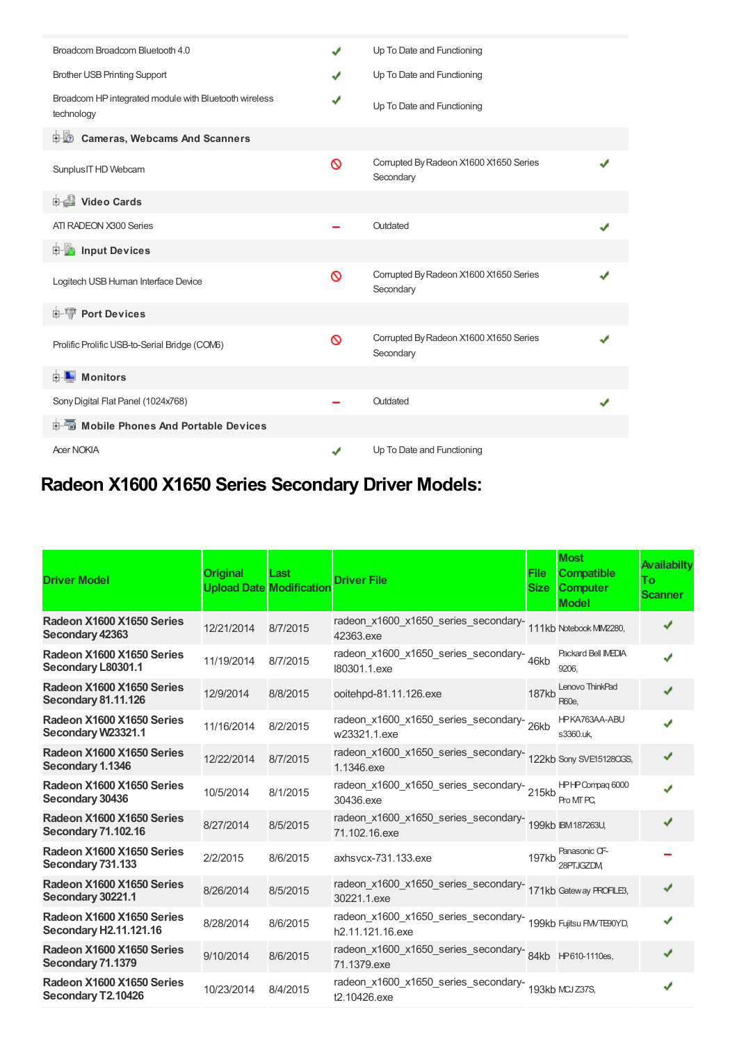| | | | |
|---|---|---|---|
| Broadcom Broadcom Bluetooth 4.0 | ✔ | Up To Date and Functioning | |
| Brother USB Printing Support | ✔ | Up To Date and Functioning | |
| Broadcom HP integrated module with Bluetooth wireless technology | ✔ | Up To Date and Functioning | |
| **Cameras, Webcams And Scanners** | | | |
| Sunplus IT HD Webcam | 🚫 | Corrupted By Radeon X1600 X1650 Series Secondary | ✔ |
| **Video Cards** | | | |
| ATI RADEON X300 Series | – | Outdated | ✔ |
| **Input Devices** | | | |
| Logitech USB Human Interface Device | 🚫 | Corrupted By Radeon X1600 X1650 Series Secondary | ✔ |
| **Port Devices** | | | |
| Prolific Prolific USB-to-Serial Bridge (COM6) | 🚫 | Corrupted By Radeon X1600 X1650 Series Secondary | ✔ |
| **Monitors** | | | |
| Sony Digital Flat Panel (1024x768) | – | Outdated | ✔ |
| **Mobile Phones And Portable Devices** | | | |
| Acer NOKIA | ✔ | Up To Date and Functioning | |

# Radeon X1600 X1650 Series Secondary Driver Models:

| Driver Model | Original Upload Date | Last Modification | Driver File | File Size | Most Compatible Computer Model | Availabilty To Scanner |
|---|---|---|---|---|---|---|
| Radeon X1600 X1650 Series Secondary 42363 | 12/21/2014 | 8/7/2015 | radeon_x1600_x1650_series_secondary-42363.exe | 111kb | Notebook MIM2280, | ✔ |
| Radeon X1600 X1650 Series Secondary L80301.1 | 11/19/2014 | 8/7/2015 | radeon_x1600_x1650_series_secondary-l80301.1.exe | 46kb | Packard Bell IMEDIA 9206, | ✔ |
| Radeon X1600 X1650 Series Secondary 81.11.126 | 12/9/2014 | 8/8/2015 | ooitehpd-81.11.126.exe | 187kb | Lenovo ThinkPad R60e, | ✔ |
| Radeon X1600 X1650 Series Secondary W23321.1 | 11/16/2014 | 8/2/2015 | radeon_x1600_x1650_series_secondary-w23321.1.exe | 26kb | HP KA763AA-ABU s3360.uk, | ✔ |
| Radeon X1600 X1650 Series Secondary 1.1346 | 12/22/2014 | 8/7/2015 | radeon_x1600_x1650_series_secondary-1.1346.exe | 122kb | Sony SVE15128CGS, | ✔ |
| Radeon X1600 X1650 Series Secondary 30436 | 10/5/2014 | 8/1/2015 | radeon_x1600_x1650_series_secondary-30436.exe | 215kb | HP HP Compaq 6000 Pro MT PC, | ✔ |
| Radeon X1600 X1650 Series Secondary 71.102.16 | 8/27/2014 | 8/5/2015 | radeon_x1600_x1650_series_secondary-71.102.16.exe | 199kb | IBM 187263U, | ✔ |
| Radeon X1600 X1650 Series Secondary 731.133 | 2/2/2015 | 8/6/2015 | axhsvcx-731.133.exe | 197kb | Panasonic CF-28PTJGZDM, | – |
| Radeon X1600 X1650 Series Secondary 30221.1 | 8/26/2014 | 8/5/2015 | radeon_x1600_x1650_series_secondary-30221.1.exe | 171kb | Gateway PROFILE3, | ✔ |
| Radeon X1600 X1650 Series Secondary H2.11.121.16 | 8/28/2014 | 8/6/2015 | radeon_x1600_x1650_series_secondary-h2.11.121.16.exe | 199kb | Fujitsu FMVTE90YD, | ✔ |
| Radeon X1600 X1650 Series Secondary 71.1379 | 9/10/2014 | 8/6/2015 | radeon_x1600_x1650_series_secondary-71.1379.exe | 84kb | HP 610-1110es, | ✔ |
| Radeon X1600 X1650 Series Secondary T2.10426 | 10/23/2014 | 8/4/2015 | radeon_x1600_x1650_series_secondary-t2.10426.exe | 193kb | MCJ Z37S, | ✔ |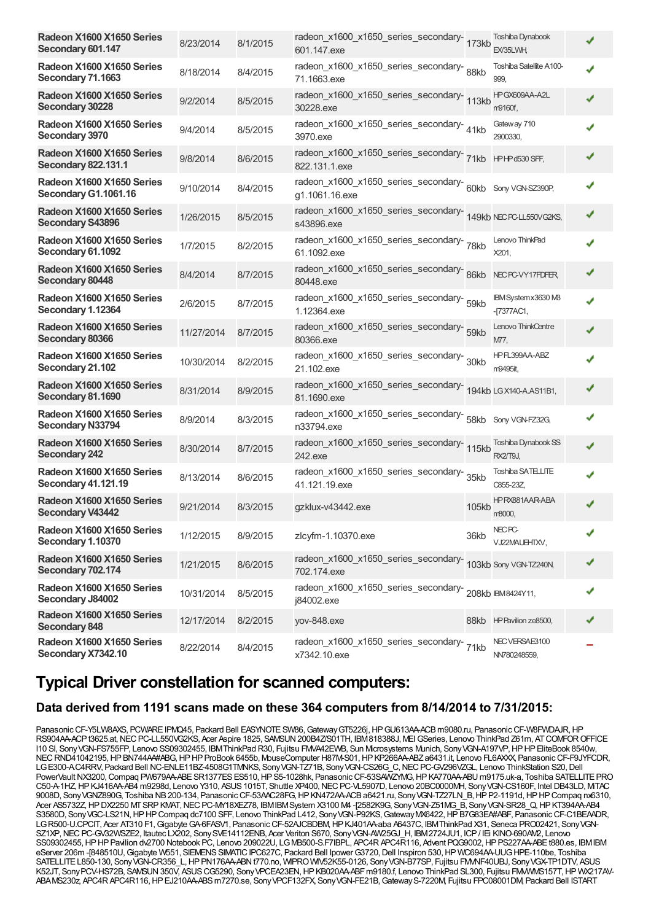| Radeon X1600 X1650 Series Secondary 601.147 | 8/23/2014 | 8/1/2015 | radeon_x1600_x1650_series_secondary-601.147.exe | 173kb | Toshiba Dynabook EX/35LWH, | ✔ |
|---|---|---|---|---|---|---|
| Radeon X1600 X1650 Series Secondary 71.1663 | 8/18/2014 | 8/4/2015 | radeon_x1600_x1650_series_secondary-71.1663.exe | 88kb | Toshiba Satellite A100-999, | ✔ |
| Radeon X1600 X1650 Series Secondary 30228 | 9/2/2014 | 8/5/2015 | radeon_x1600_x1650_series_secondary-30228.exe | 113kb | HP GX609AA-A2L m9160f, | ✔ |
| Radeon X1600 X1650 Series Secondary 3970 | 9/4/2014 | 8/5/2015 | radeon_x1600_x1650_series_secondary-3970.exe | 41kb | Gateway 710 2900330, | ✔ |
| Radeon X1600 X1650 Series Secondary 822.131.1 | 9/8/2014 | 8/6/2015 | radeon_x1600_x1650_series_secondary-822.131.1.exe | 71kb | HP HP d530 SFF, | ✔ |
| Radeon X1600 X1650 Series Secondary G1.1061.16 | 9/10/2014 | 8/4/2015 | radeon_x1600_x1650_series_secondary-g1.1061.16.exe | 60kb | Sony VGN-SZ390P, | ✔ |
| Radeon X1600 X1650 Series Secondary S43896 | 1/26/2015 | 8/5/2015 | radeon_x1600_x1650_series_secondary-s43896.exe | 149kb | NEC PC-LL550VG2KS, | ✔ |
| Radeon X1600 X1650 Series Secondary 61.1092 | 1/7/2015 | 8/2/2015 | radeon_x1600_x1650_series_secondary-61.1092.exe | 78kb | Lenovo ThinkPad X201, | ✔ |
| Radeon X1600 X1650 Series Secondary 80448 | 8/4/2014 | 8/7/2015 | radeon_x1600_x1650_series_secondary-80448.exe | 86kb | NEC PC-VY17FDFER, | ✔ |
| Radeon X1600 X1650 Series Secondary 1.12364 | 2/6/2015 | 8/7/2015 | radeon_x1600_x1650_series_secondary-1.12364.exe | 59kb | IBM System x3630 M3 -[7377AC1, | ✔ |
| Radeon X1600 X1650 Series Secondary 80366 | 11/27/2014 | 8/7/2015 | radeon_x1600_x1650_series_secondary-80366.exe | 59kb | Lenovo ThinkCentre M77, | ✔ |
| Radeon X1600 X1650 Series Secondary 21.102 | 10/30/2014 | 8/2/2015 | radeon_x1600_x1650_series_secondary-21.102.exe | 30kb | HP FL399AA-ABZ m9495it, | ✔ |
| Radeon X1600 X1650 Series Secondary 81.1690 | 8/31/2014 | 8/9/2015 | radeon_x1600_x1650_series_secondary-81.1690.exe | 194kb | LG X140-A.AS11B1, | ✔ |
| Radeon X1600 X1650 Series Secondary N33794 | 8/9/2014 | 8/3/2015 | radeon_x1600_x1650_series_secondary-n33794.exe | 58kb | Sony VGN-FZ32G, | ✔ |
| Radeon X1600 X1650 Series Secondary 242 | 8/30/2014 | 8/7/2015 | radeon_x1600_x1650_series_secondary-242.exe | 115kb | Toshiba Dynabook SS RX2/T9J, | ✔ |
| Radeon X1600 X1650 Series Secondary 41.121.19 | 8/13/2014 | 8/6/2015 | radeon_x1600_x1650_series_secondary-41.121.19.exe | 35kb | Toshiba SATELLITE C855-23Z, | ✔ |
| Radeon X1600 X1650 Series Secondary V43442 | 9/21/2014 | 8/3/2015 | gzklux-v43442.exe | 105kb | HP RX881AAR-ABA m8000, | ✔ |
| Radeon X1600 X1650 Series Secondary 1.10370 | 1/12/2015 | 8/9/2015 | zlcyfm-1.10370.exe | 36kb | NEC PC-VJ22MAUEHTXV, | ✔ |
| Radeon X1600 X1650 Series Secondary 702.174 | 1/21/2015 | 8/6/2015 | radeon_x1600_x1650_series_secondary-702.174.exe | 103kb | Sony VGN-TZ240N, | ✔ |
| Radeon X1600 X1650 Series Secondary J84002 | 10/31/2014 | 8/5/2015 | radeon_x1600_x1650_series_secondary-j84002.exe | 208kb | IBM8424Y11, | ✔ |
| Radeon X1600 X1650 Series Secondary 848 | 12/17/2014 | 8/2/2015 | yov-848.exe | 88kb | HP Pavilion ze8500, | ✔ |
| Radeon X1600 X1650 Series Secondary X7342.10 | 8/22/2014 | 8/4/2015 | radeon_x1600_x1650_series_secondary-x7342.10.exe | 71kb | NEC VERSAE3100 NN780248559, | – |

# Typical Driver constellation for scanned computers:

## Data derived from 1191 scans made on these 364 computers from 8/14/2014 to 7/31/2015:

Panasonic CF-Y5LW8AXS, PCWARE IPMQ45, Packard Bell EASYNOTE SW86, Gateway GT5226j, HP GU613AA-ACB m9080.ru, Panasonic CF-W8FWDAJR, HP RS904AA-ACP t3625.at, NEC PC-LL550VG2KS, Acer Aspire 1825, SAMSUN 200B4Z/S01TH, IBM818388J, MEI GSeries, Lenovo ThinkPad Z61m, AT COMFOR OFFICE I10 SI, Sony VGN-FS755FP, Lenovo SS09302455, IBM ThinkPad R30, Fujitsu FMVA42EWB, Sun Microsystems Munich, Sony VGN-A197VP, HP HP EliteBook 8540w, NEC RND41042195, HP BN744AA#ABG, HP HP ProBook 6455b, MouseComputer H87M-S01, HP KP266AA-ABZ a6421.it, Lenovo FL6AXXX, Panasonic CF-F9JYFCDR, LG E300-A.C4RRV, Packard Bell NC-ENLE11BZ-4508G1TMNKS, Sony VGN-TZ71B, Sony VGN-CS26G_C, NEC PC-GV296VZGL, Lenovo ThinkStation S20, Dell PowerVault NX3200, Compaq PW679AA-ABE SR1377ES ES510, HP S5-1028hk, Panasonic CF-53SAWZYMG, HP KA770AA-ABU m9175.uk-a, Toshiba SATELLITE PRO C50-A-1HZ, HP KJ416AA-AB4 m9298d, Lenovo Y310, ASUS 1015T, Shuttle XP400, NEC PC-VL5907D, Lenovo 20BC0000MH, Sony VGN-CS160F, Intel DB43LD, MITAC 9008D, Sony VGNZ890G, Toshiba NB 200-134, Panasonic CF-53AAC28FG, HP KN472AA-ACB a6421.ru, Sony VGN-TZ27LN_B, HP P2-1191d, HP Compaq nx6310, Acer AS5732Z, HP DX2250 MT SRP KMAT, NEC PC-MY18XEZ78, IBM IBM System X3100 M4 -[2582K9G, Sony VGN-Z51MG_B, Sony VGN-SR28_Q, HP KT394AA-AB4 S3580D, Sony VGC-LS21N, HP HP Compaq dc7100 SFF, Lenovo ThinkPad L412, Sony VGN-P92KS, Gateway MX6422, HP B7G83EA#ABF, Panasonic CF-C1BEAADR, LG R500-U.CPCIT, Acer AT310 F1, Gigabyte GA-6FASV1, Panasonic CF-52AJCBDBM, HP KJ401AA-aba A6437C, IBM ThinkPad X31, Seneca PRO02421, Sony VGN-SZ1XP, NEC PC-GV32WSZE2, Itautec LX202, Sony SVE14112ENB, Acer Veriton S670, Sony VGN-AW25GJ_H, IBM 2724JU1, ICP / IEi KINO-690AM2, Lenovo SS09302455, HP HP Pavilion dv2700 Notebook PC, Lenovo 209022U, LG MB500-S.F7BPL, APC4R APC4R116, Advent PQG9002, HP PS227AA-ABE t880.es, IBM IBM eServer 206m -[848510U, Gigabyte W551, SIEMENS SIMATIC IPC627C, Packard Bell Ipower G3720, Dell Inspiron 530, HP WC694AA-UUG HPE-110be, Toshiba SATELLITE L850-130, Sony VGN-CR356_L, HP PN176AA-ABN t770.no, WIPRO WIV52K55-0126, Sony VGN-B77SP, Fujitsu FMVNF40UBJ, Sony VGX-TP1DTV, ASUS K52JT, Sony PCV-HS72B, SAMSUN 350V, ASUS CG5290, Sony VPCEA23EN, HP KB020AA-ABF m9180.f, Lenovo ThinkPad SL300, Fujitsu FMVWMS157T, HP WX217AV-ABA MS230z, APC4R APC4R116, HP EJ210AA-ABS m7270.se, Sony VPCF132FX, Sony VGN-FE21B, Gateway S-7220M, Fujitsu FPC08001DM, Packard Bell ISTART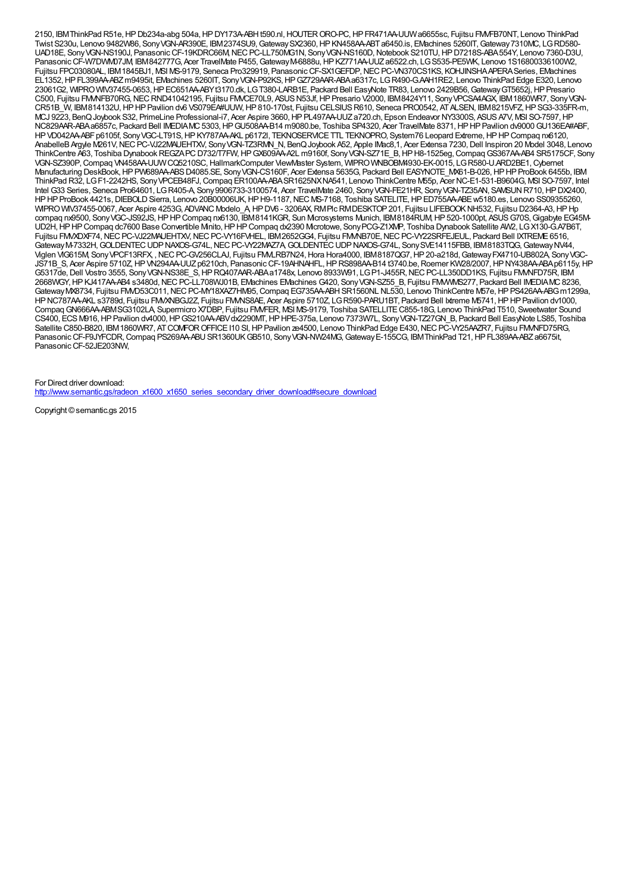2150, IBM ThinkPad R51e, HP Db234a-abg 504a, HP DY173A-ABH t590.nl, HOUTER ORO-PC, HP FR471AA-UUW a6655sc, Fujitsu FMVFB70NT, Lenovo ThinkPad Twist S230u, Lenovo 9482W86, Sony VGN-AR390E, IBM 2374SU9, Gateway SX2360, HP KN458AA-ABT a6450.is, EMachines 5260IT, Gateway 7310MC, LG RD580-UAD18E, Sony VGN-NS190J, Panasonic CF-19KDRC66M, NEC PC-LL750MG1N, Sony VGN-NS160D, Notebook S210TU, HP D7218S-ABA 554Y, Lenovo 7360-D3U, Panasonic CF-W7DWM07JM, IBM 842777G, Acer TravelMate P455, Gateway M-6888u, HP KZ771AA-UUZ a6522.ch, LG S535-PE5WK, Lenovo 1S16800336100W2, Fujitsu FPC03080AL, IBM 1845BJ1, MSI MS-9179, Seneca Pro329919, Panasonic CF-SX1GEFDP, NEC PC-VN370CS1KS, KOHJINSHA APERA Series, EMachines EL1352, HP FL399AA-ABZ m9495it, EMachines 5260IT, Sony VGN-P92KS, HP GZ729AAR-ABA a6317c, LG R490-G.AAH1RE2, Lenovo ThinkPad Edge E320, Lenovo 23061G2, WIPRO WIV37455-0653, HP EC651AA-ABY t3170.dk, LG T380-LARB1E, Packard Bell EasyNote TR83, Lenovo 2429B56, Gateway GT5652j, HP Presario C500, Fujitsu FMVNFB70RG, NEC RND41042195, Fujitsu FMVCE70L9, ASUS N53Jf, HP Presario V2000, IBM 8424Y11, Sony VPCSA4AGX, IBM 1860WR7, Sony VGN-CR51B_W, IBM 814132U, HP HP Pavilion dv6 VS079EA#UUW, HP 810-170st, Fujitsu CELSIUS R610, Seneca PRO0542, AT ALSEN, IBM 8215VFZ, HP SG3-335FR-m, MCJ 9223, BenQ Joybook S32, PrimeLine Professional-i7, Acer Aspire 3660, HP PL497AA-UUZ a720.ch, Epson Endeavor NY3300S, ASUS A7V, MSI SO-7597, HP NC829AAR-ABA a6857c, Packard Bell IMEDIA MC 5303, HP GU508AA-B14 m9080.be, Toshiba SP4320, Acer TravelMate 8371, HP HP Pavilion dv9000 GU136EA#ABF, HP VD042AA-ABF p6105f, Sony VGC-LT91S, HP KY787AA-AKL p6172l, TEKNOSERVICE TTL TEKNOPRO, System76 Leopard Extreme, HP HP Compaq nx6120, AnabelleB Argyle M261V, NEC PC-VJ22MAUEHTXV, Sony VGN-TZ3RMN_N, BenQ Joybook A52, Apple IMac8,1, Acer Extensa 7230, Dell Inspiron 20 Model 3048, Lenovo ThinkCentre A63, Toshiba Dynabook REGZA PC D732/T7FW, HP GX609AA-A2L m9160f, Sony VGN-SZ71E_B, HP H8-1525eg, Compaq GS367AA-AB4 SR5175CF, Sony VGN-SZ390P, Compaq VN458AA-UUW CQ5210SC, HallmarkComputer ViewMaster System, WIPRO WNBOBM4930-EK-0015, LG R580-U.ARD2BE1, Cybernet Manufacturing DeskBook, HP PW689AA-ABS D4085.SE, Sony VGN-CS160F, Acer Extensa 5635G, Packard Bell EASYNOTE_MX61-B-026, HP HP ProBook 6455b, IBM ThinkPad R32, LG F1-2242HS, Sony VPCEB48FJ, Compaq ER100AA-ABA SR1625NX NA541, Lenovo ThinkCentre M55p, Acer NC-E1-531-B9604G, MSI SO-7597, Intel Intel G33 Series, Seneca Pro64601, LG R405-A, Sony 9906733-3100574, Acer TravelMate 2460, Sony VGN-FE21HR, Sony VGN-TZ35AN, SAMSUN R710, HP DX2400, HP HP ProBook 4421s, DIEBOLD Sierra, Lenovo 20B00006UK, HP H9-1187, NEC MS-7168, Toshiba SATELITE, HP ED755AA-ABE w5180.es, Lenovo SS09355260, WIPRO WIV37455-0067, Acer Aspire 4253G, ADVANC Modelo_A, HP DV6 - 3206AX, RM Plc RM DESKTOP 201, Fujitsu LIFEBOOK NH532, Fujitsu D2364-A3, HP Hp compaq nx9500, Sony VGC-JS92JS, HP HP Compaq nx6130, IBM 8141KGR, Sun Microsystems Munich, IBM 8184RUM, HP 520-1000pt, ASUS G70S, Gigabyte EG45M-UD2H, HP HP Compaq dc7600 Base Convertible Minito, HP HP Compaq dx2390 Microtowe, Sony PCG-Z1XMP, Toshiba Dynabook Satellite AW2, LG X130-G.A7B6T, Fujitsu FMVXDXF74, NEC PC-VJ22MAUEHTXV, NEC PC-VY16FVHEL, IBM 2652GG4, Fujitsu FMVNB70E, NEC PC-VY22SRFEJEUL, Packard Bell IXTREME 6516, Gateway M-7332H, GOLDENTEC UDP NAXOS-G74L, NEC PC-VY22MAZ7A, GOLDENTEC UDP NAXOS-G74L, Sony SVE14115FBB, IBM 8183TQG, Gateway NV44, Viglen VIG615M, Sony VPCF13RFX, , NEC PC-GV256CLAJ, Fujitsu FMVLRB7N24, Hora Hora4000, IBM 8187QG7, HP 20-a218d, Gateway FX4710-UB802A, Sony VGC-JS71B_S, Acer Aspire 5710Z, HP VN294AA-UUZ p6210ch, Panasonic CF-19AHNAHFL, HP RS898AA-B14 t3740.be, Roemer KW28/2007, HP NY438AA-ABA p6115y, HP G5317de, Dell Vostro 3555, Sony VGN-NS38E_S, HP RQ407AAR-ABA a1748x, Lenovo 8933W91, LG P1-J455R, NEC PC-LL350DD1KS, Fujitsu FMVNFD75R, IBM 2668WGY, HP KJ417AA-AB4 s3480d, NEC PC-LL708WJ01B, EMachines EMachines G420, Sony VGN-SZ55_B, Fujitsu FMVWMS277, Packard Bell IMEDIA MC 8236, Gateway MX8734, Fujitsu FMVD53C011, NEC PC-MY18XAZ7HM95, Compaq EG735AA-ABH SR1560NL NL530, Lenovo ThinkCentre M57e, HP PS426AA-ABG m1299a, HP NC787AA-AKL s3789d, Fujitsu FMVXNBGJ2Z, Fujitsu FMVNS8AE, Acer Aspire 5710Z, LG R590-PARU1BT, Packard Bell Ixtreme M5741, HP HP Pavilion dv1000, Compaq GN666AA-ABM SG3102LA, Supermicro X7DBP, Fujitsu FMVFER, MSI MS-9179, Toshiba SATELLITE C855-18G, Lenovo ThinkPad T510, Sweetwater Sound CS400, ECS M916, HP Pavilion dv4000, HP GS210AA-ABV dx2290MT, HP HPE-375a, Lenovo 7373W7L, Sony VGN-TZ27GN_B, Packard Bell EasyNote LS85, Toshiba Satellite C850-B820, IBM 1860WR7, AT COMFOR OFFICE I10 SI, HP Pavilion ze4500, Lenovo ThinkPad Edge E430, NEC PC-VY25AAZR7, Fujitsu FMVNFD75RG, Panasonic CF-F9JYFCDR, Compaq PS269AA-ABU SR1360UK GB510, Sony VGN-NW24MG, Gateway E-155CG, IBM ThinkPad T21, HP FL389AA-ABZ a6675it, Panasonic CF-52JE203NW,

For Direct driver download:
[http://www.semantic.gs/radeon_x1600_x1650_series_secondary_driver_download#secure_download](http://www.semantic.gs/radeon_x1600_x1650_series_secondary_driver_download#secure_download)

Copyright © semantic.gs 2015